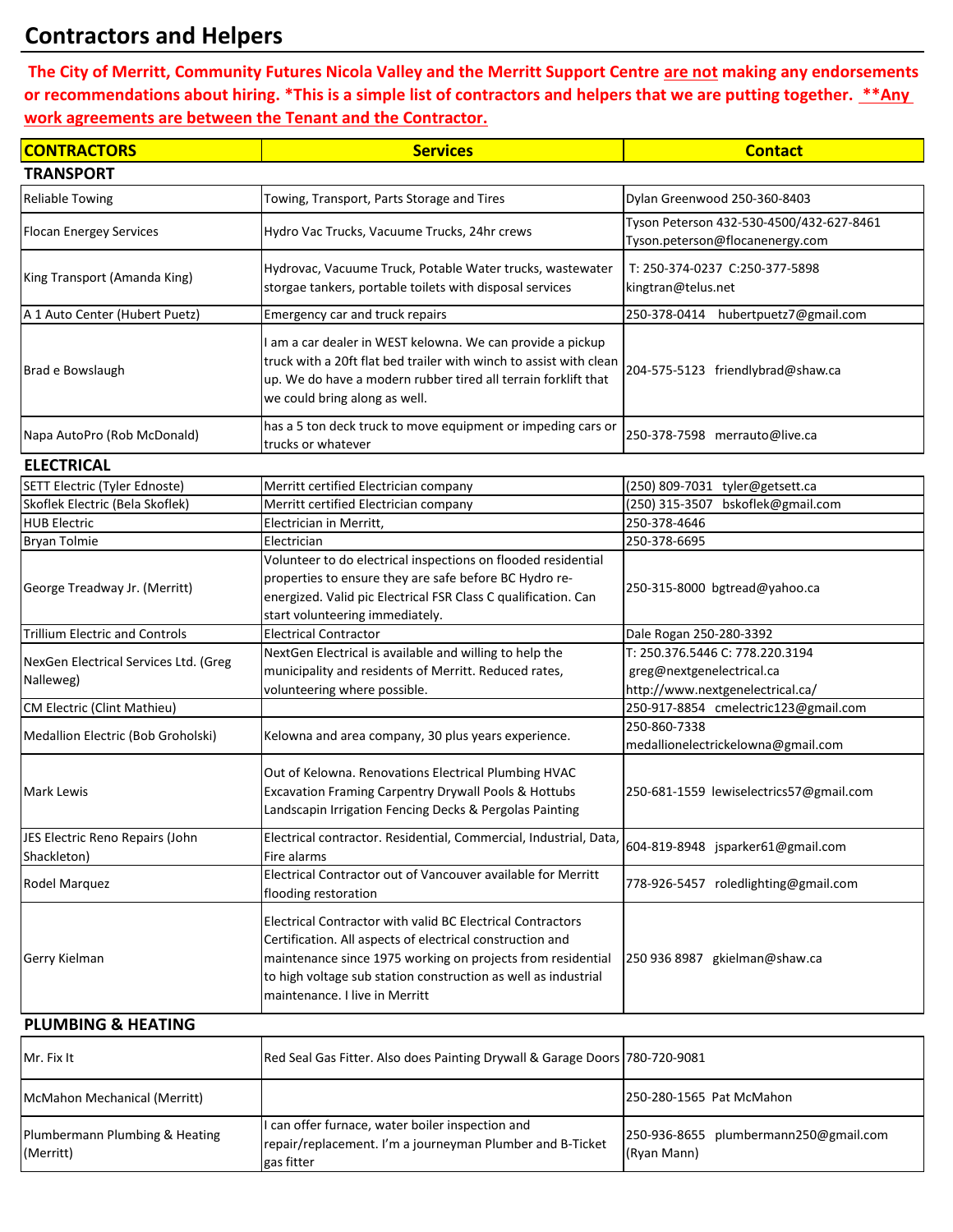# Contractors and Helpers

**The City of Merritt, Community Futures Nicola Valley and the Merritt Support Centre are not making any endorsements or recommendations about hiring. *This is a simple list of contractors and helpers that we are putting together. **Any work agreements are between the Tenant and the Contractor.**

| CONTRACTORS | Services | Contact |
|---|---|---|
| **TRANSPORT** | | |
| Reliable Towing | Towing, Transport, Parts Storage and Tires | Dylan Greenwood 250-360-8403 |
| Flocan Energey Services | Hydro Vac Trucks, Vacuume Trucks, 24hr crews | Tyson Peterson 432-530-4500/432-627-8461 Tyson.peterson@flocanenergy.com |
| King Transport (Amanda King) | Hydrovac, Vacuume Truck, Potable Water trucks, wastewater storgae tankers, portable toilets with disposal services | T: 250-374-0237 C:250-377-5898 kingtran@telus.net |
| A 1 Auto Center (Hubert Puetz) | Emergency car and truck repairs | 250-378-0414 hubertpuetz7@gmail.com |
| Brad e Bowslaugh | I am a car dealer in WEST kelowna. We can provide a pickup truck with a 20ft flat bed trailer with winch to assist with clean up. We do have a modern rubber tired all terrain forklift that we could bring along as well. | 204-575-5123 friendlybrad@shaw.ca |
| Napa AutoPro (Rob McDonald) | has a 5 ton deck truck to move equipment or impeding cars or trucks or whatever | 250-378-7598 merrauto@live.ca |
| **ELECTRICAL** | | |
| SETT Electric (Tyler Ednoste) | Merritt certified Electrician company | (250) 809-7031 tyler@getsett.ca |
| Skoflek Electric (Bela Skoflek) | Merritt certified Electrician company | (250) 315-3507 bskoflek@gmail.com |
| HUB Electric | Electrician in Merritt, | 250-378-4646 |
| Bryan Tolmie | Electrician | 250-378-6695 |
| George Treadway Jr. (Merritt) | Volunteer to do electrical inspections on flooded residential properties to ensure they are safe before BC Hydro re-energized. Valid pic Electrical FSR Class C qualification. Can start volunteering immediately. | 250-315-8000 bgtread@yahoo.ca |
| Trillium Electric and Controls | Electrical Contractor | Dale Rogan 250-280-3392 |
| NexGen Electrical Services Ltd. (Greg Nalleweg) | NextGen Electrical is available and willing to help the municipality and residents of Merritt. Reduced rates, volunteering where possible. | T: 250.376.5446 C: 778.220.3194 greg@nextgenelectrical.ca http://www.nextgenelectrical.ca/ |
| CM Electric (Clint Mathieu) | | 250-917-8854 cmelectric123@gmail.com |
| Medallion Electric (Bob Groholski) | Kelowna and area company, 30 plus years experience. | 250-860-7338 medallionelectrickelowna@gmail.com |
| Mark Lewis | Out of Kelowna. Renovations Electrical Plumbing HVAC Excavation Framing Carpentry Drywall Pools & Hottubs Landscapin Irrigation Fencing Decks & Pergolas Painting | 250-681-1559 lewiselectrics57@gmail.com |
| JES Electric Reno Repairs (John Shackleton) | Electrical contractor. Residential, Commercial, Industrial, Data, Fire alarms | 604-819-8948 jsparker61@gmail.com |
| Rodel Marquez | Electrical Contractor out of Vancouver available for Merritt flooding restoration | 778-926-5457 roledlighting@gmail.com |
| Gerry Kielman | Electrical Contractor with valid BC Electrical Contractors Certification. All aspects of electrical construction and maintenance since 1975 working on projects from residential to high voltage sub station construction as well as industrial maintenance. I live in Merritt | 250 936 8987 gkielman@shaw.ca |
| **PLUMBING & HEATING** | | |
| Mr. Fix It | Red Seal Gas Fitter. Also does Painting Drywall & Garage Doors | 780-720-9081 |
| McMahon Mechanical (Merritt) | | 250-280-1565 Pat McMahon |
| Plumbermann Plumbing & Heating (Merritt) | I can offer furnace, water boiler inspection and repair/replacement. I'm a journeyman Plumber and B-Ticket gas fitter | 250-936-8655 plumbermann250@gmail.com (Ryan Mann) |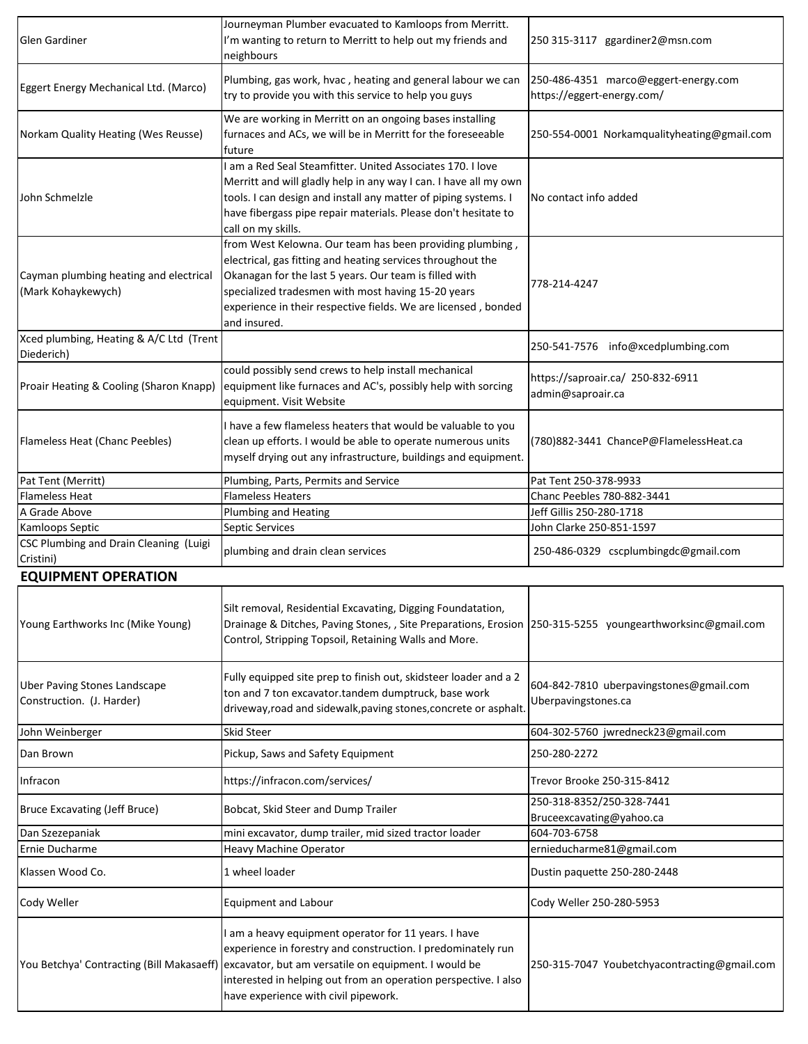| | | |
|---|---|---|
| Glen Gardiner | Journeyman Plumber evacuated to Kamloops from Merritt. I'm wanting to return to Merritt to help out my friends and neighbours | 250 315-3117 ggardiner2@msn.com |
| Eggert Energy Mechanical Ltd. (Marco) | Plumbing, gas work, hvac , heating and general labour we can try to provide you with this service to help you guys | 250-486-4351 marco@eggert-energy.com https://eggert-energy.com/ |
| Norkam Quality Heating (Wes Reusse) | We are working in Merritt on an ongoing bases installing furnaces and ACs, we will be in Merritt for the foreseeable future | 250-554-0001 Norkamqualityheating@gmail.com |
| John Schmelzle | I am a Red Seal Steamfitter. United Associates 170. I love Merritt and will gladly help in any way I can. I have all my own tools. I can design and install any matter of piping systems. I have fibergass pipe repair materials. Please don't hesitate to call on my skills. | No contact info added |
| Cayman plumbing heating and electrical (Mark Kohaykewych) | from West Kelowna. Our team has been providing plumbing , electrical, gas fitting and heating services throughout the Okanagan for the last 5 years. Our team is filled with specialized tradesmen with most having 15-20 years experience in their respective fields. We are licensed , bonded and insured. | 778-214-4247 |
| Xced plumbing, Heating & A/C Ltd (Trent Diederich) | | 250-541-7576 info@xcedplumbing.com |
| Proair Heating & Cooling (Sharon Knapp) | could possibly send crews to help install mechanical equipment like furnaces and AC's, possibly help with sorcing equipment. Visit Website | https://saproair.ca/ 250-832-6911 admin@saproair.ca |
| Flameless Heat (Chanc Peebles) | I have a few flameless heaters that would be valuable to you clean up efforts. I would be able to operate numerous units myself drying out any infrastructure, buildings and equipment. | (780)882-3441 ChanceP@FlamelessHeat.ca |
| Pat Tent (Merritt) | Plumbing, Parts, Permits and Service | Pat Tent 250-378-9933 |
| Flameless Heat | Flameless Heaters | Chanc Peebles 780-882-3441 |
| A Grade Above | Plumbing and Heating | Jeff Gillis 250-280-1718 |
| Kamloops Septic | Septic Services | John Clarke 250-851-1597 |
| CSC Plumbing and Drain Cleaning (Luigi Cristini) | plumbing and drain clean services | 250-486-0329 cscplumbingdc@gmail.com |

## EQUIPMENT OPERATION

| | | |
|---|---|---|
| Young Earthworks Inc (Mike Young) | Silt removal, Residential Excavating, Digging Foundatation, Drainage & Ditches, Paving Stones, , Site Preparations, Erosion Control, Stripping Topsoil, Retaining Walls and More. | 250-315-5255 youngearthworksinc@gmail.com |
| Uber Paving Stones Landscape Construction. (J. Harder) | Fully equipped site prep to finish out, skidsteer loader and a 2 ton and 7 ton excavator.tandem dumptruck, base work driveway,road and sidewalk,paving stones,concrete or asphalt. | 604-842-7810 uberpavingstones@gmail.com Uberpavingstones.ca |
| John Weinberger | Skid Steer | 604-302-5760 jwredneck23@gmail.com |
| Dan Brown | Pickup, Saws and Safety Equipment | 250-280-2272 |
| Infracon | https://infracon.com/services/ | Trevor Brooke 250-315-8412 |
| Bruce Excavating (Jeff Bruce) | Bobcat, Skid Steer and Dump Trailer | 250-318-8352/250-328-7441 Bruceexcavating@yahoo.ca |
| Dan Szezepaniak | mini excavator, dump trailer, mid sized tractor loader | 604-703-6758 |
| Ernie Ducharme | Heavy Machine Operator | ernieducharme81@gmail.com |
| Klassen Wood Co. | 1 wheel loader | Dustin paquette 250-280-2448 |
| Cody Weller | Equipment and Labour | Cody Weller 250-280-5953 |
| You Betchya' Contracting (Bill Makasaeff) | I am a heavy equipment operator for 11 years. I have experience in forestry and construction. I predominately run excavator, but am versatile on equipment. I would be interested in helping out from an operation perspective. I also have experience with civil pipework. | 250-315-7047 Youbetchyacontracting@gmail.com |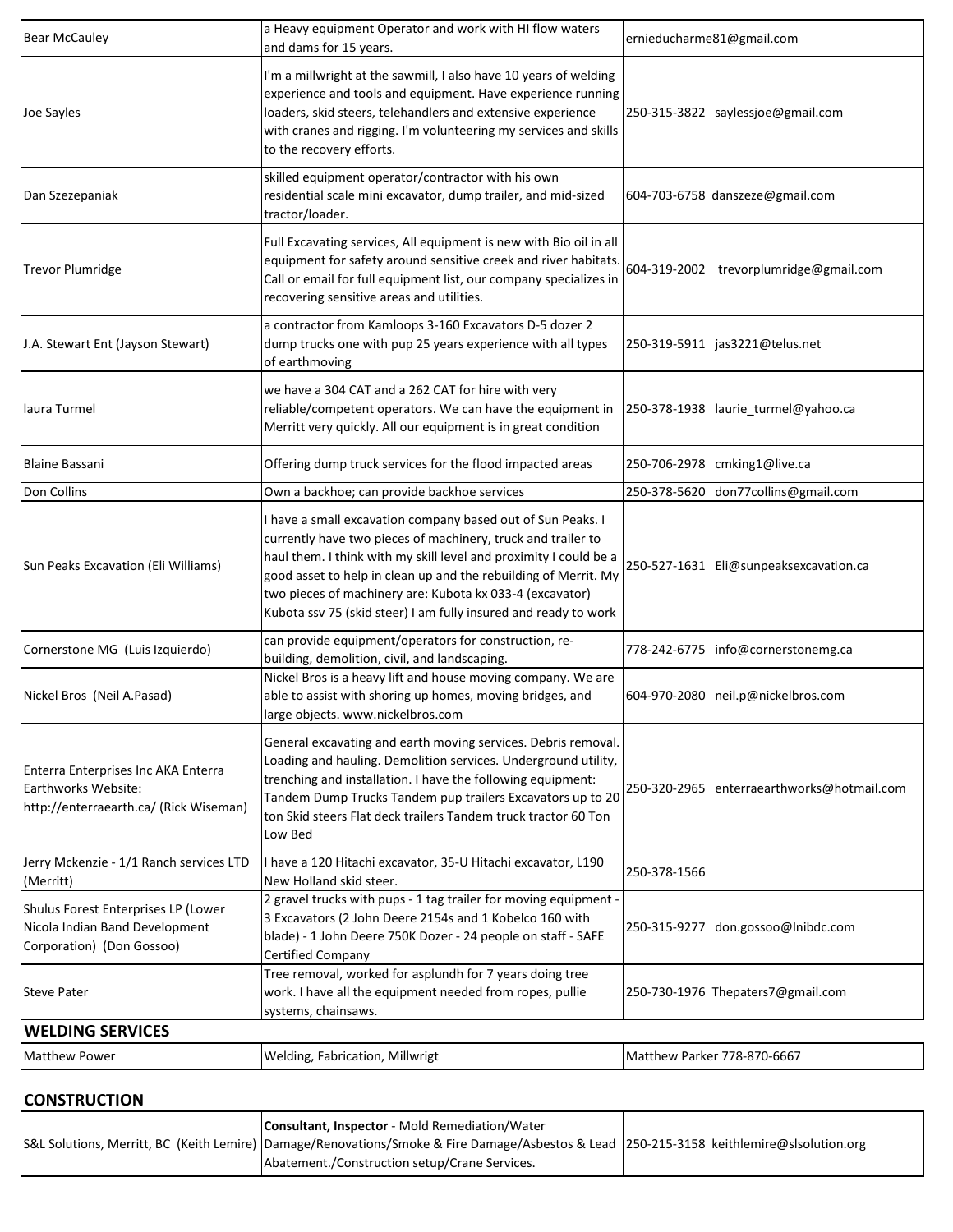| | | |
|---|---|---|
| Bear McCauley | a Heavy equipment Operator and work with HI flow waters and dams for 15 years. | ernieducharme81@gmail.com |
| Joe Sayles | I'm a millwright at the sawmill, I also have 10 years of welding experience and tools and equipment. Have experience running loaders, skid steers, telehandlers and extensive experience with cranes and rigging. I'm volunteering my services and skills to the recovery efforts. | 250-315-3822 saylessjoe@gmail.com |
| Dan Szezepaniak | skilled equipment operator/contractor with his own residential scale mini excavator, dump trailer, and mid-sized tractor/loader. | 604-703-6758 danszeze@gmail.com |
| Trevor Plumridge | Full Excavating services, All equipment is new with Bio oil in all equipment for safety around sensitive creek and river habitats. Call or email for full equipment list, our company specializes in recovering sensitive areas and utilities. | 604-319-2002 trevorplumridge@gmail.com |
| J.A. Stewart Ent (Jayson Stewart) | a contractor from Kamloops 3-160 Excavators D-5 dozer 2 dump trucks one with pup 25 years experience with all types of earthmoving | 250-319-5911 jas3221@telus.net |
| laura Turmel | we have a 304 CAT and a 262 CAT for hire with very reliable/competent operators. We can have the equipment in Merritt very quickly. All our equipment is in great condition | 250-378-1938 laurie_turmel@yahoo.ca |
| Blaine Bassani | Offering dump truck services for the flood impacted areas | 250-706-2978 cmking1@live.ca |
| Don Collins | Own a backhoe; can provide backhoe services | 250-378-5620 don77collins@gmail.com |
| Sun Peaks Excavation (Eli Williams) | I have a small excavation company based out of Sun Peaks. I currently have two pieces of machinery, truck and trailer to haul them. I think with my skill level and proximity I could be a good asset to help in clean up and the rebuilding of Merrit. My two pieces of machinery are: Kubota kx 033-4 (excavator) Kubota ssv 75 (skid steer) I am fully insured and ready to work | 250-527-1631 Eli@sunpeaksexcavation.ca |
| Cornerstone MG (Luis Izquierdo) | can provide equipment/operators for construction, re-building, demolition, civil, and landscaping. | 778-242-6775 info@cornerstonemg.ca |
| Nickel Bros (Neil A.Pasad) | Nickel Bros is a heavy lift and house moving company. We are able to assist with shoring up homes, moving bridges, and large objects. www.nickelbros.com | 604-970-2080 neil.p@nickelbros.com |
| Enterra Enterprises Inc AKA Enterra Earthworks Website: http://enterraearth.ca/ (Rick Wiseman) | General excavating and earth moving services. Debris removal. Loading and hauling. Demolition services. Underground utility, trenching and installation. I have the following equipment: Tandem Dump Trucks Tandem pup trailers Excavators up to 20 ton Skid steers Flat deck trailers Tandem truck tractor 60 Ton Low Bed | 250-320-2965 enterraearthworks@hotmail.com |
| Jerry Mckenzie - 1/1 Ranch services LTD (Merritt) | I have a 120 Hitachi excavator, 35-U Hitachi excavator, L190 New Holland skid steer. | 250-378-1566 |
| Shulus Forest Enterprises LP (Lower Nicola Indian Band Development Corporation) (Don Gossoo) | 2 gravel trucks with pups - 1 tag trailer for moving equipment - 3 Excavators (2 John Deere 2154s and 1 Kobelco 160 with blade) - 1 John Deere 750K Dozer - 24 people on staff - SAFE Certified Company | 250-315-9277 don.gossoo@lnibdc.com |
| Steve Pater | Tree removal, worked for asplundh for 7 years doing tree work. I have all the equipment needed from ropes, pullie systems, chainsaws. | 250-730-1976 Thepaters7@gmail.com |

## WELDING SERVICES

| | | |
|---|---|---|
| Matthew Power | Welding, Fabrication, Millwrigt | Matthew Parker 778-870-6667 |

## CONSTRUCTION

| | | |
|---|---|---|
| S&L Solutions, Merritt, BC (Keith Lemire) | **Consultant, Inspector** - Mold Remediation/Water Damage/Renovations/Smoke & Fire Damage/Asbestos & Lead Abatement./Construction setup/Crane Services. | 250-215-3158 keithlemire@slsolution.org |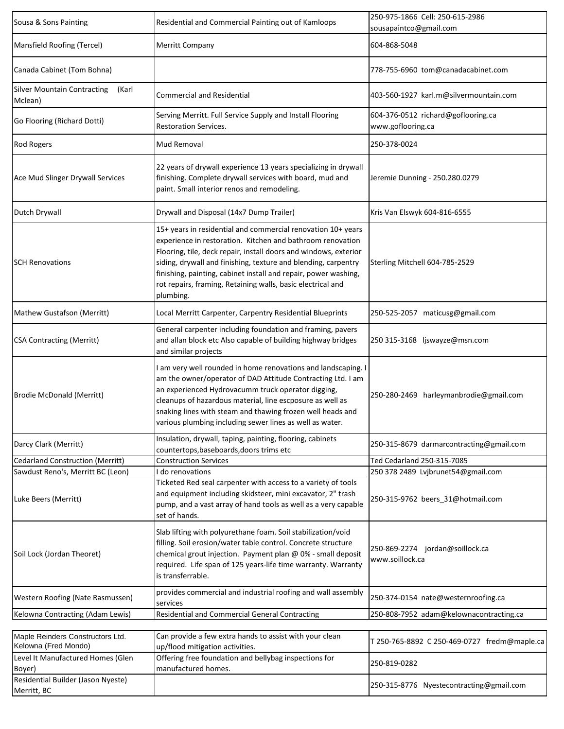| | | |
|---|---|---|
| Sousa & Sons Painting | Residential and Commercial Painting out of Kamloops | 250-975-1866 Cell: 250-615-2986 sousapaintco@gmail.com |
| Mansfield Roofing (Tercel) | Merritt Company | 604-868-5048 |
| Canada Cabinet (Tom Bohna) | | 778-755-6960 tom@canadacabinet.com |
| Silver Mountain Contracting (Karl Mclean) | Commercial and Residential | 403-560-1927 karl.m@silvermountain.com |
| Go Flooring (Richard Dotti) | Serving Merritt. Full Service Supply and Install Flooring Restoration Services. | 604-376-0512 richard@goflooring.ca www.goflooring.ca |
| Rod Rogers | Mud Removal | 250-378-0024 |
| Ace Mud Slinger Drywall Services | 22 years of drywall experience 13 years specializing in drywall finishing. Complete drywall services with board, mud and paint. Small interior renos and remodeling. | Jeremie Dunning - 250.280.0279 |
| Dutch Drywall | Drywall and Disposal (14x7 Dump Trailer) | Kris Van Elswyk 604-816-6555 |
| SCH Renovations | 15+ years in residential and commercial renovation 10+ years experience in restoration. Kitchen and bathroom renovation Flooring, tile, deck repair, install doors and windows, exterior siding, drywall and finishing, texture and blending, carpentry finishing, painting, cabinet install and repair, power washing, rot repairs, framing, Retaining walls, basic electrical and plumbing. | Sterling Mitchell 604-785-2529 |
| Mathew Gustafson (Merritt) | Local Merritt Carpenter, Carpentry Residential Blueprints | 250-525-2057 maticusg@gmail.com |
| CSA Contracting (Merritt) | General carpenter including foundation and framing, pavers and allan block etc Also capable of building highway bridges and similar projects | 250 315-3168 ljswayze@msn.com |
| Brodie McDonald (Merritt) | I am very well rounded in home renovations and landscaping. I am the owner/operator of DAD Attitude Contracting Ltd. I am an experienced Hydrovacumm truck operator digging, cleanups of hazardous material, line escposure as well as snaking lines with steam and thawing frozen well heads and various plumbing including sewer lines as well as water. | 250-280-2469 harleymanbrodie@gmail.com |
| Darcy Clark (Merritt) | Insulation, drywall, taping, painting, flooring, cabinets countertops,baseboards,doors trims etc | 250-315-8679 darmarcontracting@gmail.com |
| Cedarland Construction (Merritt) | Construction Services | Ted Cedarland 250-315-7085 |
| Sawdust Reno's, Merritt BC (Leon) | I do renovations | 250 378 2489 Lvjbrunet54@gmail.com |
| Luke Beers (Merritt) | Ticketed Red seal carpenter with access to a variety of tools and equipment including skidsteer, mini excavator, 2" trash pump, and a vast array of hand tools as well as a very capable set of hands. | 250-315-9762 beers_31@hotmail.com |
| Soil Lock (Jordan Theoret) | Slab lifting with polyurethane foam. Soil stabilization/void filling. Soil erosion/water table control. Concrete structure chemical grout injection. Payment plan @ 0% - small deposit required. Life span of 125 years-life time warranty. Warranty is transferrable. | 250-869-2274 jordan@soillock.ca www.soillock.ca |
| Western Roofing (Nate Rasmussen) | provides commercial and industrial roofing and wall assembly services | 250-374-0154 nate@westernroofing.ca |
| Kelowna Contracting (Adam Lewis) | Residential and Commercial General Contracting | 250-808-7952 adam@kelownacontracting.ca |
| Maple Reinders Constructors Ltd. Kelowna (Fred Mondo) | Can provide a few extra hands to assist with your clean up/flood mitigation activities. | T 250-765-8892 C 250-469-0727 fredm@maple.ca |
| Level It Manufactured Homes (Glen Boyer) | Offering free foundation and bellybag inspections for manufactured homes. | 250-819-0282 |
| Residential Builder (Jason Nyeste) Merritt, BC | | 250-315-8776 Nyestecontracting@gmail.com |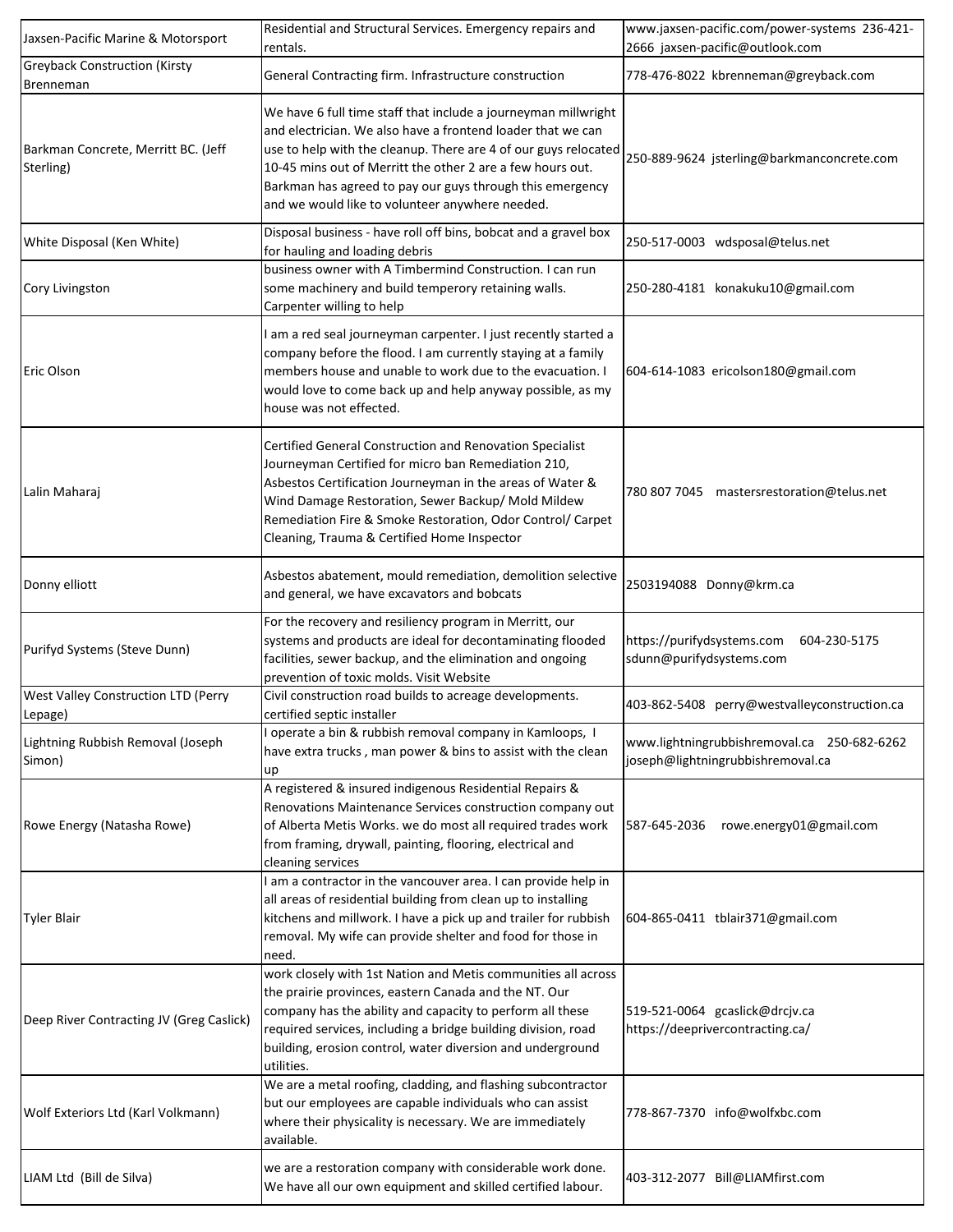| | | |
|---|---|---|
| Jaxsen-Pacific Marine & Motorsport | Residential and Structural Services. Emergency repairs and rentals. | www.jaxsen-pacific.com/power-systems 236-421-2666 jaxsen-pacific@outlook.com |
| Greyback Construction (Kirsty Brenneman | General Contracting firm. Infrastructure construction | 778-476-8022 kbrenneman@greyback.com |
| Barkman Concrete, Merritt BC. (Jeff Sterling) | We have 6 full time staff that include a journeyman millwright and electrician. We also have a frontend loader that we can use to help with the cleanup. There are 4 of our guys relocated 10-45 mins out of Merritt the other 2 are a few hours out. Barkman has agreed to pay our guys through this emergency and we would like to volunteer anywhere needed. | 250-889-9624 jsterling@barkmanconcrete.com |
| White Disposal (Ken White) | Disposal business - have roll off bins, bobcat and a gravel box for hauling and loading debris | 250-517-0003 wdsposal@telus.net |
| Cory Livingston | business owner with A Timbermind Construction. I can run some machinery and build temperory retaining walls. Carpenter willing to help | 250-280-4181 konakuku10@gmail.com |
| Eric Olson | I am a red seal journeyman carpenter. I just recently started a company before the flood. I am currently staying at a family members house and unable to work due to the evacuation. I would love to come back up and help anyway possible, as my house was not effected. | 604-614-1083 ericolson180@gmail.com |
| Lalin Maharaj | Certified General Construction and Renovation Specialist Journeyman Certified for micro ban Remediation 210, Asbestos Certification Journeyman in the areas of Water & Wind Damage Restoration, Sewer Backup/ Mold Mildew Remediation Fire & Smoke Restoration, Odor Control/ Carpet Cleaning, Trauma & Certified Home Inspector | 780 807 7045 mastersrestoration@telus.net |
| Donny elliott | Asbestos abatement, mould remediation, demolition selective and general, we have excavators and bobcats | 2503194088 Donny@krm.ca |
| Purifyd Systems (Steve Dunn) | For the recovery and resiliency program in Merritt, our systems and products are ideal for decontaminating flooded facilities, sewer backup, and the elimination and ongoing prevention of toxic molds. Visit Website | https://purifydsystems.com 604-230-5175 sdunn@purifydsystems.com |
| West Valley Construction LTD (Perry Lepage) | Civil construction road builds to acreage developments. certified septic installer | 403-862-5408 perry@westvalleyconstruction.ca |
| Lightning Rubbish Removal (Joseph Simon) | I operate a bin & rubbish removal company in Kamloops, I have extra trucks , man power & bins to assist with the clean up | www.lightningrubbishremoval.ca 250-682-6262 joseph@lightningrubbishremoval.ca |
| Rowe Energy (Natasha Rowe) | A registered & insured indigenous Residential Repairs & Renovations Maintenance Services construction company out of Alberta Metis Works. we do most all required trades work from framing, drywall, painting, flooring, electrical and cleaning services | 587-645-2036 rowe.energy01@gmail.com |
| Tyler Blair | I am a contractor in the vancouver area. I can provide help in all areas of residential building from clean up to installing kitchens and millwork. I have a pick up and trailer for rubbish removal. My wife can provide shelter and food for those in need. | 604-865-0411 tblair371@gmail.com |
| Deep River Contracting JV (Greg Caslick) | work closely with 1st Nation and Metis communities all across the prairie provinces, eastern Canada and the NT. Our company has the ability and capacity to perform all these required services, including a bridge building division, road building, erosion control, water diversion and underground utilities. | 519-521-0064 gcaslick@drcjv.ca https://deeprivercontracting.ca/ |
| Wolf Exteriors Ltd (Karl Volkmann) | We are a metal roofing, cladding, and flashing subcontractor but our employees are capable individuals who can assist where their physicality is necessary. We are immediately available. | 778-867-7370 info@wolfxbc.com |
| LIAM Ltd (Bill de Silva) | we are a restoration company with considerable work done. We have all our own equipment and skilled certified labour. | 403-312-2077 Bill@LIAMfirst.com |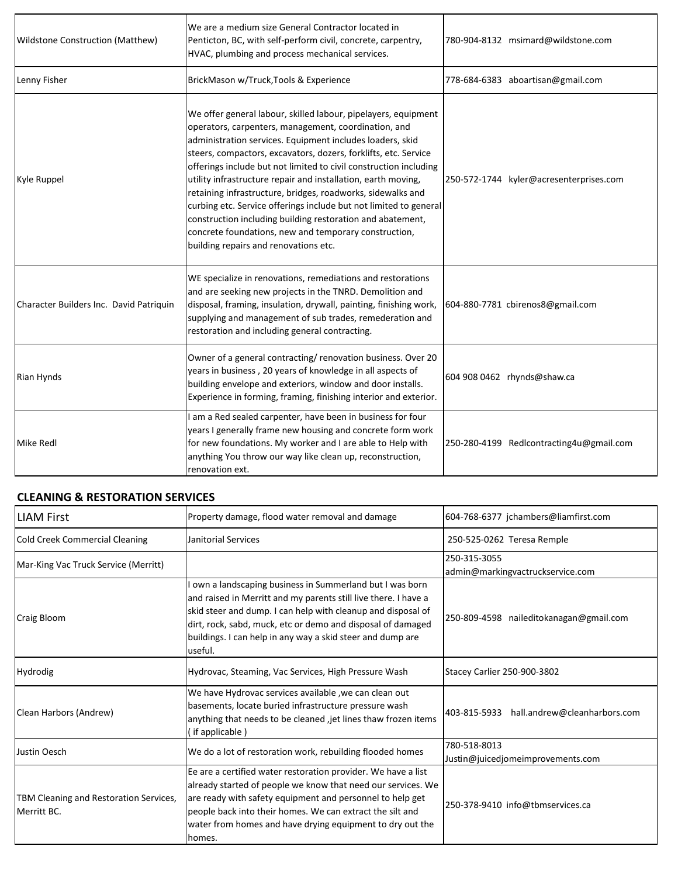| | | |
|---|---|---|
| Wildstone Construction (Matthew) | We are a medium size General Contractor located in Penticton, BC, with self-perform civil, concrete, carpentry, HVAC, plumbing and process mechanical services. | 780-904-8132 msimard@wildstone.com |
| Lenny Fisher | BrickMason w/Truck,Tools & Experience | 778-684-6383 aboartisan@gmail.com |
| Kyle Ruppel | We offer general labour, skilled labour, pipelayers, equipment operators, carpenters, management, coordination, and administration services. Equipment includes loaders, skid steers, compactors, excavators, dozers, forklifts, etc. Service offerings include but not limited to civil construction including utility infrastructure repair and installation, earth moving, retaining infrastructure, bridges, roadworks, sidewalks and curbing etc. Service offerings include but not limited to general construction including building restoration and abatement, concrete foundations, new and temporary construction, building repairs and renovations etc. | 250-572-1744 kyler@acresenterprises.com |
| Character Builders Inc. David Patriquin | WE specialize in renovations, remediations and restorations and are seeking new projects in the TNRD. Demolition and disposal, framing, insulation, drywall, painting, finishing work, supplying and management of sub trades, remederation and restoration and including general contracting. | 604-880-7781 cbirenos8@gmail.com |
| Rian Hynds | Owner of a general contracting/ renovation business. Over 20 years in business , 20 years of knowledge in all aspects of building envelope and exteriors, window and door installs. Experience in forming, framing, finishing interior and exterior. | 604 908 0462 rhynds@shaw.ca |
| Mike Redl | I am a Red sealed carpenter, have been in business for four years I generally frame new housing and concrete form work for new foundations. My worker and I are able to Help with anything You throw our way like clean up, reconstruction, renovation ext. | 250-280-4199 Redlcontracting4u@gmail.com |

## CLEANING & RESTORATION SERVICES

| | | |
|---|---|---|
| LIAM First | Property damage, flood water removal and damage | 604-768-6377 jchambers@liamfirst.com |
| Cold Creek Commercial Cleaning | Janitorial Services | 250-525-0262 Teresa Remple |
| Mar-King Vac Truck Service (Merritt) | | 250-315-3055 admin@markingvactruckservice.com |
| Craig Bloom | I own a landscaping business in Summerland but I was born and raised in Merritt and my parents still live there. I have a skid steer and dump. I can help with cleanup and disposal of dirt, rock, sabd, muck, etc or demo and disposal of damaged buildings. I can help in any way a skid steer and dump are useful. | 250-809-4598 naileditokanagan@gmail.com |
| Hydrodig | Hydrovac, Steaming, Vac Services, High Pressure Wash | Stacey Carlier 250-900-3802 |
| Clean Harbors (Andrew) | We have Hydrovac services available ,we can clean out basements, locate buried infrastructure pressure wash anything that needs to be cleaned ,jet lines thaw frozen items ( if applicable ) | 403-815-5933 hall.andrew@cleanharbors.com |
| Justin Oesch | We do a lot of restoration work, rebuilding flooded homes | 780-518-8013 Justin@juicedjomeimprovements.com |
| TBM Cleaning and Restoration Services, Merritt BC. | Ee are a certified water restoration provider. We have a list already started of people we know that need our services. We are ready with safety equipment and personnel to help get people back into their homes. We can extract the silt and water from homes and have drying equipment to dry out the homes. | 250-378-9410 info@tbmservices.ca |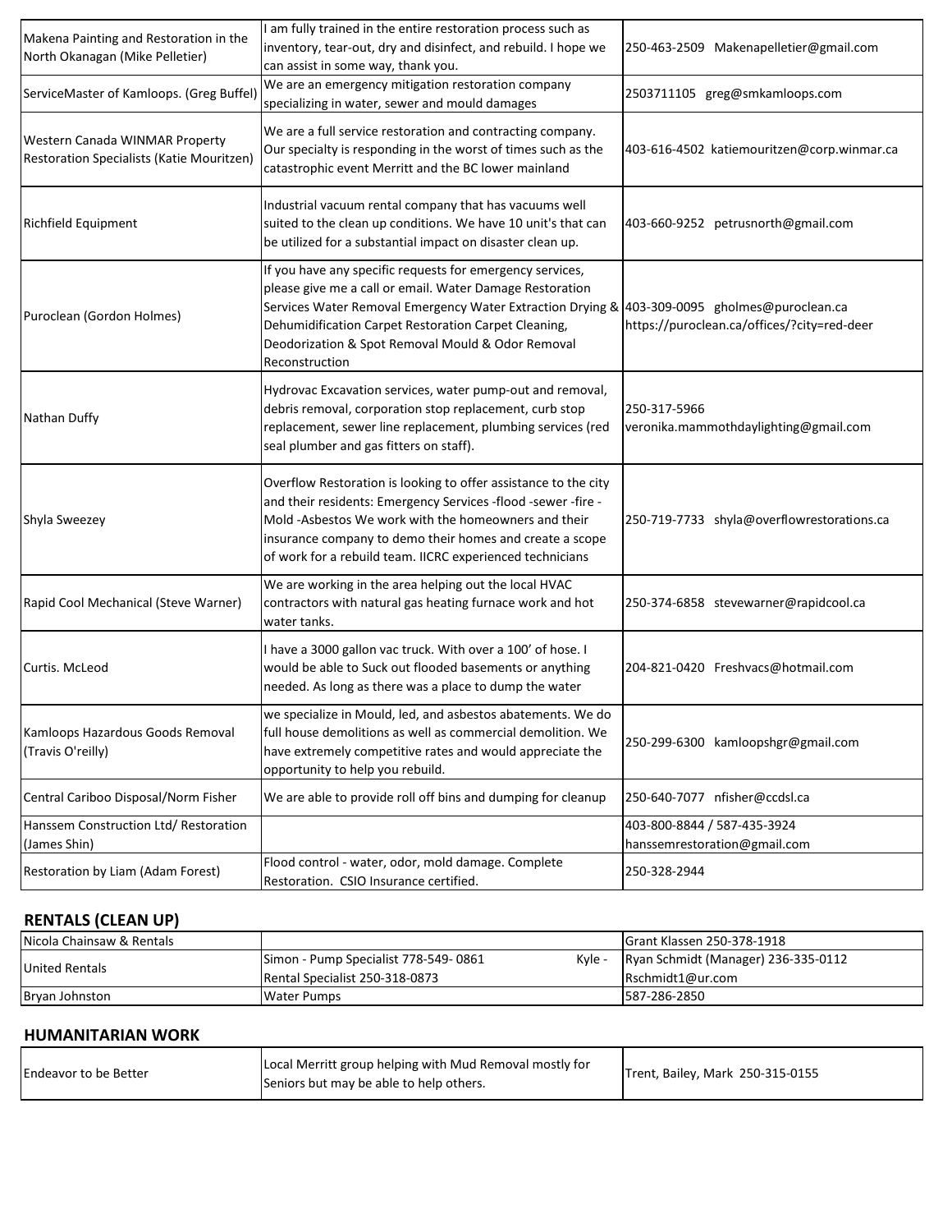| | | |
|---|---|---|
| Makena Painting and Restoration in the North Okanagan (Mike Pelletier) | I am fully trained in the entire restoration process such as inventory, tear-out, dry and disinfect, and rebuild. I hope we can assist in some way, thank you. | 250-463-2509 Makenapelletier@gmail.com |
| ServiceMaster of Kamloops. (Greg Buffel) | We are an emergency mitigation restoration company specializing in water, sewer and mould damages | 2503711105 greg@smkamloops.com |
| Western Canada WINMAR Property Restoration Specialists (Katie Mouritzen) | We are a full service restoration and contracting company. Our specialty is responding in the worst of times such as the catastrophic event Merritt and the BC lower mainland | 403-616-4502 katiemouritzen@corp.winmar.ca |
| Richfield Equipment | Industrial vacuum rental company that has vacuums well suited to the clean up conditions. We have 10 unit's that can be utilized for a substantial impact on disaster clean up. | 403-660-9252 petrusnorth@gmail.com |
| Puroclean (Gordon Holmes) | If you have any specific requests for emergency services, please give me a call or email. Water Damage Restoration Services Water Removal Emergency Water Extraction Drying & Dehumidification Carpet Restoration Carpet Cleaning, Deodorization & Spot Removal Mould & Odor Removal Reconstruction | 403-309-0095 gholmes@puroclean.ca https://puroclean.ca/offices/?city=red-deer |
| Nathan Duffy | Hydrovac Excavation services, water pump-out and removal, debris removal, corporation stop replacement, curb stop replacement, sewer line replacement, plumbing services (red seal plumber and gas fitters on staff). | 250-317-5966 veronika.mammothdaylighting@gmail.com |
| Shyla Sweezey | Overflow Restoration is looking to offer assistance to the city and their residents: Emergency Services -flood -sewer -fire -Mold -Asbestos We work with the homeowners and their insurance company to demo their homes and create a scope of work for a rebuild team. IICRC experienced technicians | 250-719-7733 shyla@overflowrestorations.ca |
| Rapid Cool Mechanical (Steve Warner) | We are working in the area helping out the local HVAC contractors with natural gas heating furnace work and hot water tanks. | 250-374-6858 stevewarner@rapidcool.ca |
| Curtis. McLeod | I have a 3000 gallon vac truck. With over a 100' of hose. I would be able to Suck out flooded basements or anything needed. As long as there was a place to dump the water | 204-821-0420 Freshvacs@hotmail.com |
| Kamloops Hazardous Goods Removal (Travis O'reilly) | we specialize in Mould, led, and asbestos abatements. We do full house demolitions as well as commercial demolition. We have extremely competitive rates and would appreciate the opportunity to help you rebuild. | 250-299-6300 kamloopshgr@gmail.com |
| Central Cariboo Disposal/Norm Fisher | We are able to provide roll off bins and dumping for cleanup | 250-640-7077 nfisher@ccdsl.ca |
| Hanssem Construction Ltd/ Restoration (James Shin) | | 403-800-8844 / 587-435-3924 hanssemrestoration@gmail.com |
| Restoration by Liam (Adam Forest) | Flood control - water, odor, mold damage. Complete Restoration. CSIO Insurance certified. | 250-328-2944 |

## RENTALS (CLEAN UP)

| | | |
|---|---|---|
| Nicola Chainsaw & Rentals | | Grant Klassen 250-378-1918 |
| United Rentals | Simon - Pump Specialist 778-549- 0861 Kyle - Rental Specialist 250-318-0873 | Ryan Schmidt (Manager) 236-335-0112 Rschmidt1@ur.com |
| Bryan Johnston | Water Pumps | 587-286-2850 |

## HUMANITARIAN WORK

| | | |
|---|---|---|
| Endeavor to be Better | Local Merritt group helping with Mud Removal mostly for Seniors but may be able to help others. | Trent, Bailey, Mark 250-315-0155 |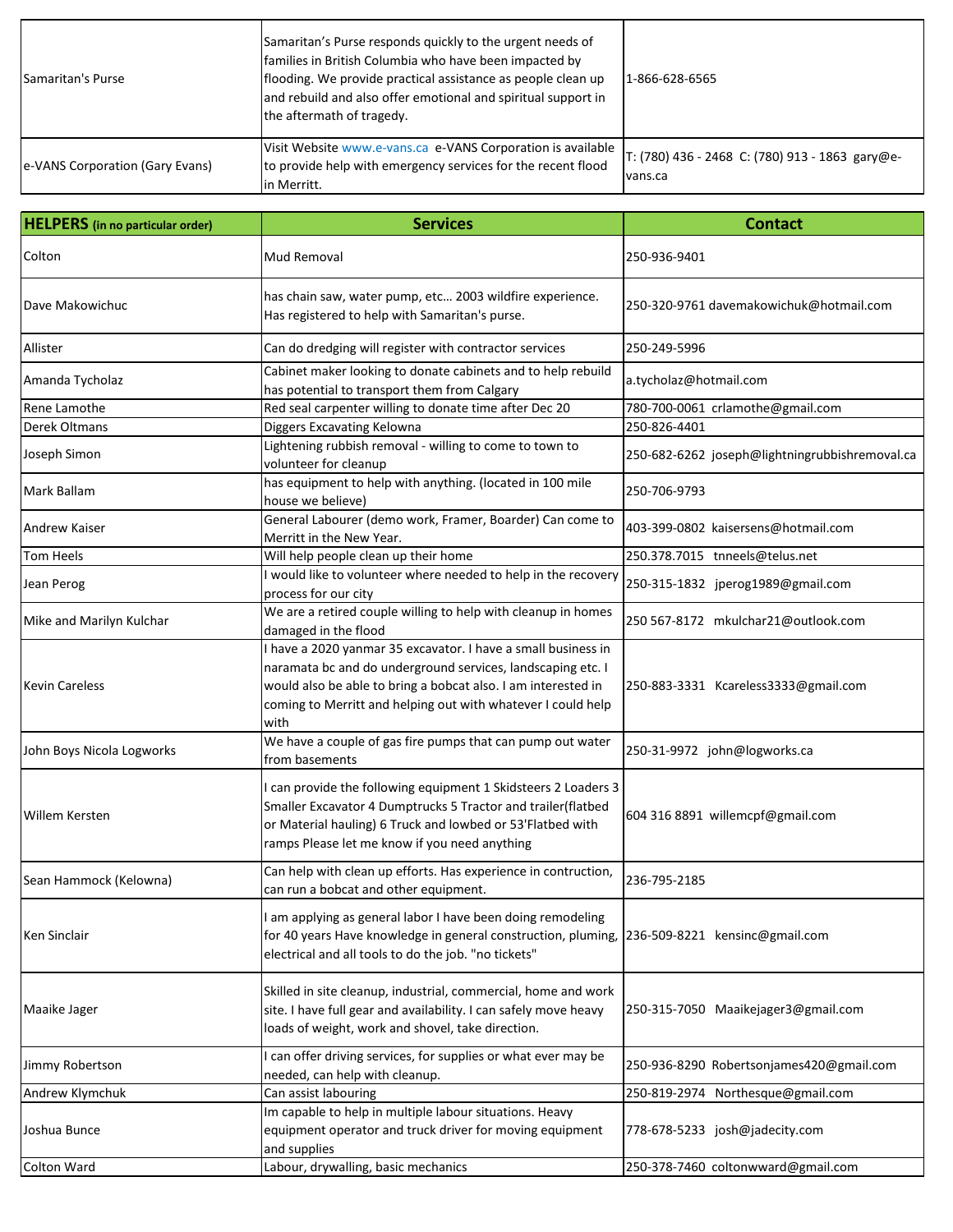| | | |
|---|---|---|
| Samaritan's Purse | Samaritan's Purse responds quickly to the urgent needs of families in British Columbia who have been impacted by flooding. We provide practical assistance as people clean up and rebuild and also offer emotional and spiritual support in the aftermath of tragedy. | 1-866-628-6565 |
| e-VANS Corporation (Gary Evans) | Visit Website www.e-vans.ca e-VANS Corporation is available to provide help with emergency services for the recent flood in Merritt. | T: (780) 436 - 2468 C: (780) 913 - 1863 gary@e-vans.ca |

| **HELPERS** (in no particular order) | **Services** | **Contact** |
|---|---|---|
| Colton | Mud Removal | 250-936-9401 |
| Dave Makowichuc | has chain saw, water pump, etc… 2003 wildfire experience. Has registered to help with Samaritan's purse. | 250-320-9761 davemakowichuk@hotmail.com |
| Allister | Can do dredging will register with contractor services | 250-249-5996 |
| Amanda Tycholaz | Cabinet maker looking to donate cabinets and to help rebuild has potential to transport them from Calgary | a.tycholaz@hotmail.com |
| Rene Lamothe | Red seal carpenter willing to donate time after Dec 20 | 780-700-0061 crlamothe@gmail.com |
| Derek Oltmans | Diggers Excavating Kelowna | 250-826-4401 |
| Joseph Simon | Lightening rubbish removal - willing to come to town to volunteer for cleanup | 250-682-6262 joseph@lightningrubbishremoval.ca |
| Mark Ballam | has equipment to help with anything. (located in 100 mile house we believe) | 250-706-9793 |
| Andrew Kaiser | General Labourer (demo work, Framer, Boarder) Can come to Merritt in the New Year. | 403-399-0802 kaisersens@hotmail.com |
| Tom Heels | Will help people clean up their home | 250.378.7015 tnneels@telus.net |
| Jean Perog | I would like to volunteer where needed to help in the recovery process for our city | 250-315-1832 jperog1989@gmail.com |
| Mike and Marilyn Kulchar | We are a retired couple willing to help with cleanup in homes damaged in the flood | 250 567-8172 mkulchar21@outlook.com |
| Kevin Careless | I have a 2020 yanmar 35 excavator. I have a small business in naramata bc and do underground services, landscaping etc. I would also be able to bring a bobcat also. I am interested in coming to Merritt and helping out with whatever I could help with | 250-883-3331 Kcareless3333@gmail.com |
| John Boys Nicola Logworks | We have a couple of gas fire pumps that can pump out water from basements | 250-31-9972 john@logworks.ca |
| Willem Kersten | I can provide the following equipment 1 Skidsteers 2 Loaders 3 Smaller Excavator 4 Dumptrucks 5 Tractor and trailer(flatbed or Material hauling) 6 Truck and lowbed or 53'Flatbed with ramps Please let me know if you need anything | 604 316 8891 willemcpf@gmail.com |
| Sean Hammock (Kelowna) | Can help with clean up efforts. Has experience in contruction, can run a bobcat and other equipment. | 236-795-2185 |
| Ken Sinclair | I am applying as general labor I have been doing remodeling for 40 years Have knowledge in general construction, pluming, electrical and all tools to do the job. "no tickets" | 236-509-8221 kensinc@gmail.com |
| Maaike Jager | Skilled in site cleanup, industrial, commercial, home and work site. I have full gear and availability. I can safely move heavy loads of weight, work and shovel, take direction. | 250-315-7050 Maaikejager3@gmail.com |
| Jimmy Robertson | I can offer driving services, for supplies or what ever may be needed, can help with cleanup. | 250-936-8290 Robertsonjames420@gmail.com |
| Andrew Klymchuk | Can assist labouring | 250-819-2974 Northesque@gmail.com |
| Joshua Bunce | Im capable to help in multiple labour situations. Heavy equipment operator and truck driver for moving equipment and supplies | 778-678-5233 josh@jadecity.com |
| Colton Ward | Labour, drywalling, basic mechanics | 250-378-7460 coltonwward@gmail.com |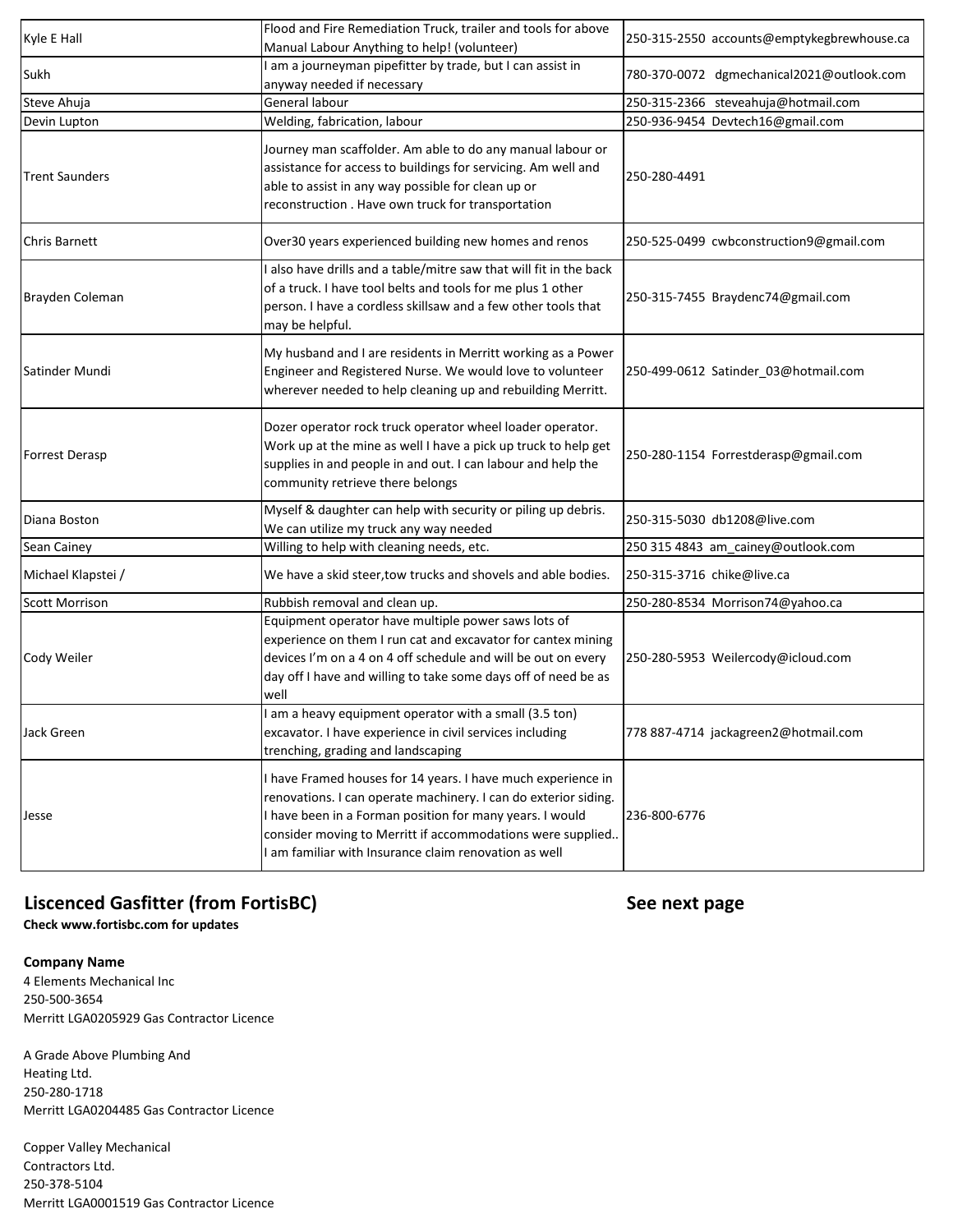| | | |
|---|---|---|
| Kyle E Hall | Flood and Fire Remediation Truck, trailer and tools for above Manual Labour Anything to help! (volunteer) | 250-315-2550 accounts@emptykegbrewhouse.ca |
| Sukh | I am a journeyman pipefitter by trade, but I can assist in anyway needed if necessary | 780-370-0072 dgmechanical2021@outlook.com |
| Steve Ahuja | General labour | 250-315-2366 steveahuja@hotmail.com |
| Devin Lupton | Welding, fabrication, labour | 250-936-9454 Devtech16@gmail.com |
| Trent Saunders | Journey man scaffolder. Am able to do any manual labour or assistance for access to buildings for servicing. Am well and able to assist in any way possible for clean up or reconstruction . Have own truck for transportation | 250-280-4491 |
| Chris Barnett | Over30 years experienced building new homes and renos | 250-525-0499 cwbconstruction9@gmail.com |
| Brayden Coleman | I also have drills and a table/mitre saw that will fit in the back of a truck. I have tool belts and tools for me plus 1 other person. I have a cordless skillsaw and a few other tools that may be helpful. | 250-315-7455 Braydenc74@gmail.com |
| Satinder Mundi | My husband and I are residents in Merritt working as a Power Engineer and Registered Nurse. We would love to volunteer wherever needed to help cleaning up and rebuilding Merritt. | 250-499-0612 Satinder_03@hotmail.com |
| Forrest Derasp | Dozer operator rock truck operator wheel loader operator. Work up at the mine as well I have a pick up truck to help get supplies in and people in and out. I can labour and help the community retrieve there belongs | 250-280-1154 Forrestderasp@gmail.com |
| Diana Boston | Myself & daughter can help with security or piling up debris. We can utilize my truck any way needed | 250-315-5030 db1208@live.com |
| Sean Cainey | Willing to help with cleaning needs, etc. | 250 315 4843 am_cainey@outlook.com |
| Michael Klapstei / | We have a skid steer,tow trucks and shovels and able bodies. | 250-315-3716 chike@live.ca |
| Scott Morrison | Rubbish removal and clean up. | 250-280-8534 Morrison74@yahoo.ca |
| Cody Weiler | Equipment operator have multiple power saws lots of experience on them I run cat and excavator for cantex mining devices I'm on a 4 on 4 off schedule and will be out on every day off I have and willing to take some days off of need be as well | 250-280-5953 Weilercody@icloud.com |
| Jack Green | I am a heavy equipment operator with a small (3.5 ton) excavator. I have experience in civil services including trenching, grading and landscaping | 778 887-4714 jackagreen2@hotmail.com |
| Jesse | I have Framed houses for 14 years. I have much experience in renovations. I can operate machinery. I can do exterior siding. I have been in a Forman position for many years. I would consider moving to Merritt if accommodations were supplied.. I am familiar with Insurance claim renovation as well | 236-800-6776 |

## Liscenced Gasfitter (from FortisBC)

**Check www.fortisbc.com for updates**

**See next page**

**Company Name**

4 Elements Mechanical Inc
250-500-3654
Merritt LGA0205929 Gas Contractor Licence

A Grade Above Plumbing And Heating Ltd.
250-280-1718
Merritt LGA0204485 Gas Contractor Licence

Copper Valley Mechanical Contractors Ltd.
250-378-5104
Merritt LGA0001519 Gas Contractor Licence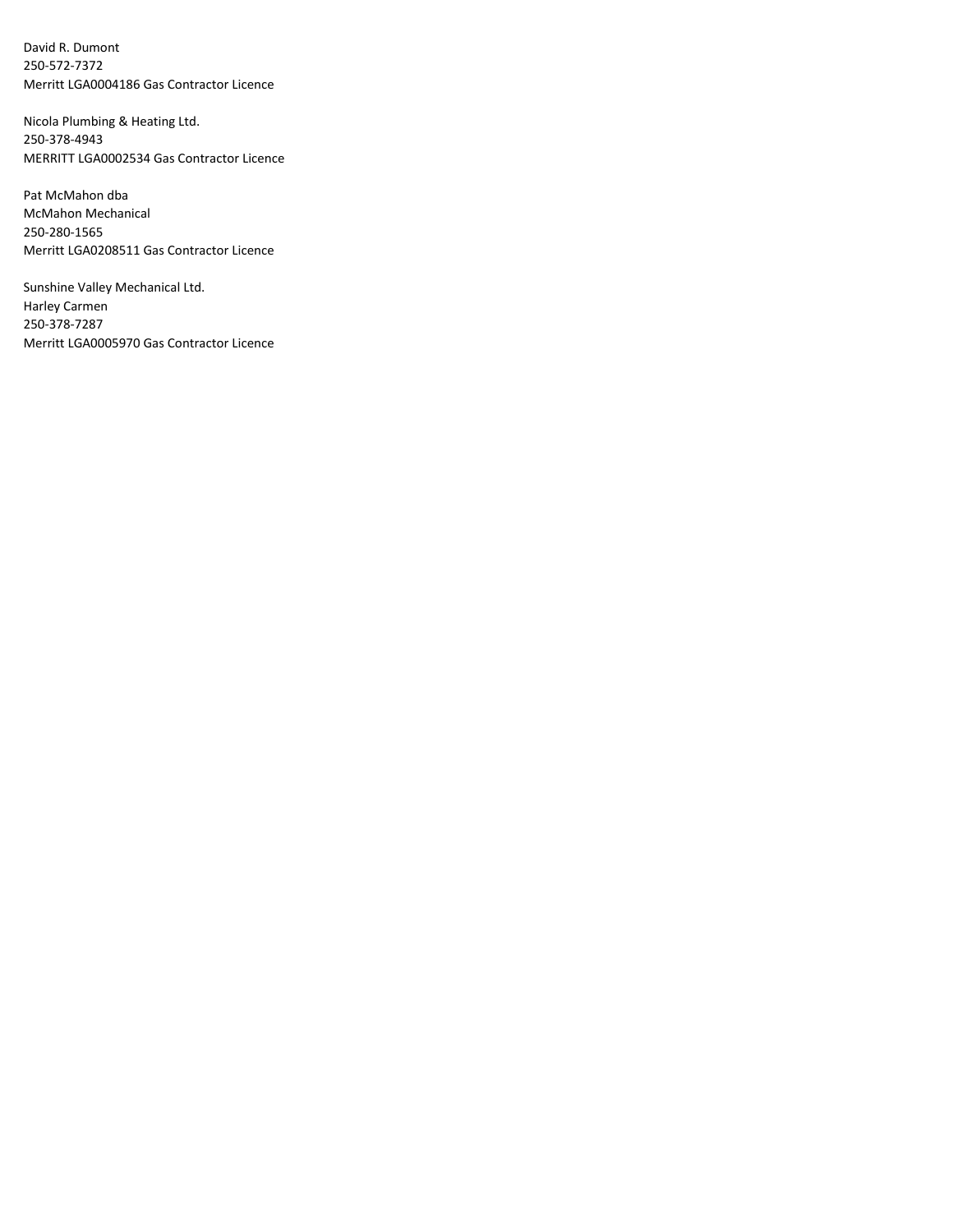David R. Dumont
250-572-7372
Merritt LGA0004186 Gas Contractor Licence

Nicola Plumbing & Heating Ltd.
250-378-4943
MERRITT LGA0002534 Gas Contractor Licence

Pat McMahon dba
McMahon Mechanical
250-280-1565
Merritt LGA0208511 Gas Contractor Licence

Sunshine Valley Mechanical Ltd.
Harley Carmen
250-378-7287
Merritt LGA0005970 Gas Contractor Licence